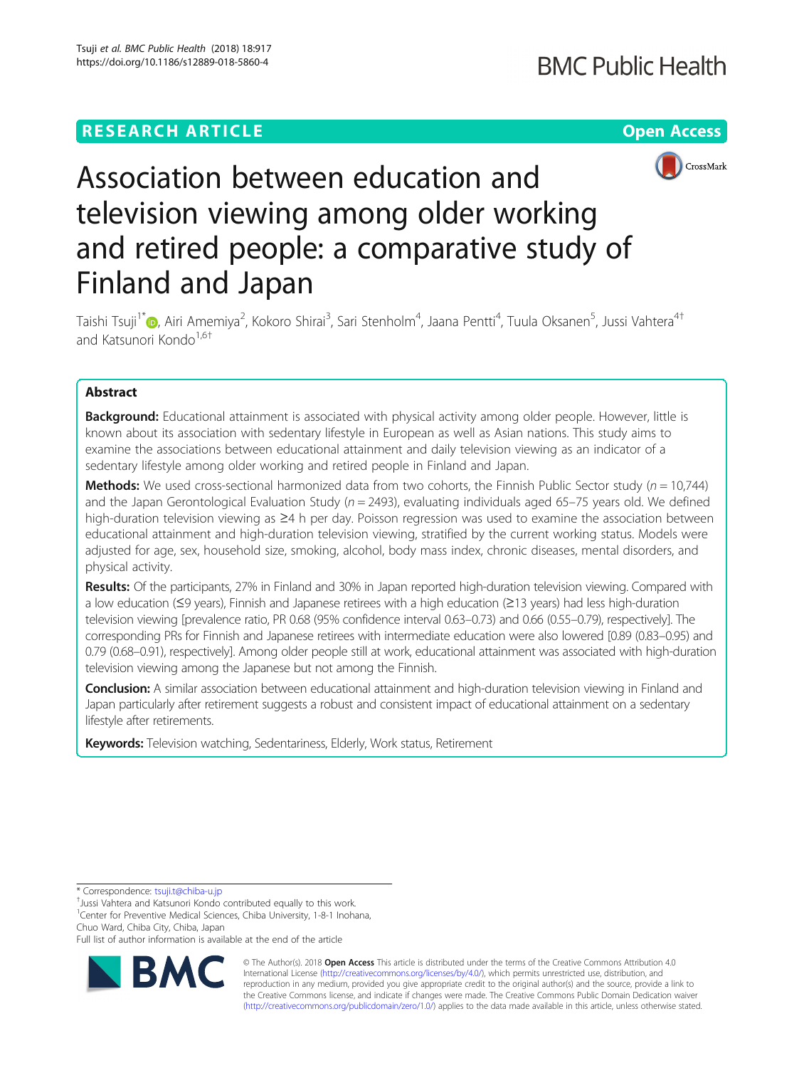RESEARCH ARTICLE

Open Access

# Association between education and television viewing among older working and retired people: a comparative study of Finland and Japan

Taishi Tsuji[1*], Airi Amemiya[2], Kokoro Shirai[3], Sari Stenholm[4], Jaana Pentti[4], Tuula Oksanen[5], Jussi Vahtera[4†] and Katsunori Kondo[1,6†]

## Abstract

**Background:** Educational attainment is associated with physical activity among older people. However, little is known about its association with sedentary lifestyle in European as well as Asian nations. This study aims to examine the associations between educational attainment and daily television viewing as an indicator of a sedentary lifestyle among older working and retired people in Finland and Japan.

**Methods:** We used cross-sectional harmonized data from two cohorts, the Finnish Public Sector study ($n = 10,744$) and the Japan Gerontological Evaluation Study ($n = 2493$), evaluating individuals aged 65–75 years old. We defined high-duration television viewing as ≥4 h per day. Poisson regression was used to examine the association between educational attainment and high-duration television viewing, stratified by the current working status. Models were adjusted for age, sex, household size, smoking, alcohol, body mass index, chronic diseases, mental disorders, and physical activity.

**Results:** Of the participants, 27% in Finland and 30% in Japan reported high-duration television viewing. Compared with a low education (≤9 years), Finnish and Japanese retirees with a high education (≥13 years) had less high-duration television viewing [prevalence ratio, PR 0.68 (95% confidence interval 0.63–0.73) and 0.66 (0.55–0.79), respectively]. The corresponding PRs for Finnish and Japanese retirees with intermediate education were also lowered [0.89 (0.83–0.95) and 0.79 (0.68–0.91), respectively]. Among older people still at work, educational attainment was associated with high-duration television viewing among the Japanese but not among the Finnish.

**Conclusion:** A similar association between educational attainment and high-duration television viewing in Finland and Japan particularly after retirement suggests a robust and consistent impact of educational attainment on a sedentary lifestyle after retirements.

**Keywords:** Television watching, Sedentariness, Elderly, Work status, Retirement

---

\* Correspondence: tsuji.t@chiba-u.jp

† Jussi Vahtera and Katsunori Kondo contributed equally to this work.

[1] Center for Preventive Medical Sciences, Chiba University, 1-8-1 Inohana, Chuo Ward, Chiba City, Chiba, Japan

Full list of author information is available at the end of the article

© The Author(s). 2018 **Open Access** This article is distributed under the terms of the Creative Commons Attribution 4.0 International License (http://creativecommons.org/licenses/by/4.0/), which permits unrestricted use, distribution, and reproduction in any medium, provided you give appropriate credit to the original author(s) and the source, provide a link to the Creative Commons license, and indicate if changes were made. The Creative Commons Public Domain Dedication waiver (http://creativecommons.org/publicdomain/zero/1.0/) applies to the data made available in this article, unless otherwise stated.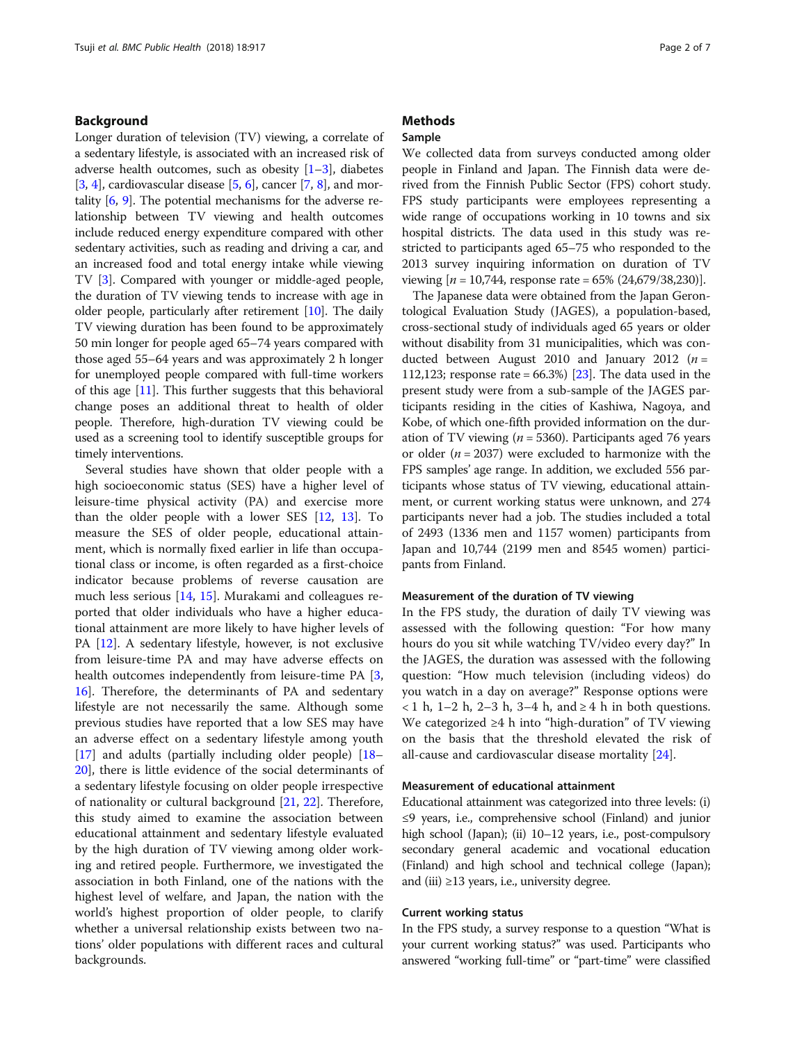## Background

Longer duration of television (TV) viewing, a correlate of a sedentary lifestyle, is associated with an increased risk of adverse health outcomes, such as obesity [1–3], diabetes [3, 4], cardiovascular disease [5, 6], cancer [7, 8], and mortality [6, 9]. The potential mechanisms for the adverse relationship between TV viewing and health outcomes include reduced energy expenditure compared with other sedentary activities, such as reading and driving a car, and an increased food and total energy intake while viewing TV [3]. Compared with younger or middle-aged people, the duration of TV viewing tends to increase with age in older people, particularly after retirement [10]. The daily TV viewing duration has been found to be approximately 50 min longer for people aged 65–74 years compared with those aged 55–64 years and was approximately 2 h longer for unemployed people compared with full-time workers of this age [11]. This further suggests that this behavioral change poses an additional threat to health of older people. Therefore, high-duration TV viewing could be used as a screening tool to identify susceptible groups for timely interventions.

Several studies have shown that older people with a high socioeconomic status (SES) have a higher level of leisure-time physical activity (PA) and exercise more than the older people with a lower SES [12, 13]. To measure the SES of older people, educational attainment, which is normally fixed earlier in life than occupational class or income, is often regarded as a first-choice indicator because problems of reverse causation are much less serious [14, 15]. Murakami and colleagues reported that older individuals who have a higher educational attainment are more likely to have higher levels of PA [12]. A sedentary lifestyle, however, is not exclusive from leisure-time PA and may have adverse effects on health outcomes independently from leisure-time PA [3, 16]. Therefore, the determinants of PA and sedentary lifestyle are not necessarily the same. Although some previous studies have reported that a low SES may have an adverse effect on a sedentary lifestyle among youth [17] and adults (partially including older people) [18–20], there is little evidence of the social determinants of a sedentary lifestyle focusing on older people irrespective of nationality or cultural background [21, 22]. Therefore, this study aimed to examine the association between educational attainment and sedentary lifestyle evaluated by the high duration of TV viewing among older working and retired people. Furthermore, we investigated the association in both Finland, one of the nations with the highest level of welfare, and Japan, the nation with the world's highest proportion of older people, to clarify whether a universal relationship exists between two nations' older populations with different races and cultural backgrounds.

## Methods

### Sample

We collected data from surveys conducted among older people in Finland and Japan. The Finnish data were derived from the Finnish Public Sector (FPS) cohort study. FPS study participants were employees representing a wide range of occupations working in 10 towns and six hospital districts. The data used in this study was restricted to participants aged 65–75 who responded to the 2013 survey inquiring information on duration of TV viewing [$n$ = 10,744, response rate = 65% (24,679/38,230)].

The Japanese data were obtained from the Japan Gerontological Evaluation Study (JAGES), a population-based, cross-sectional study of individuals aged 65 years or older without disability from 31 municipalities, which was conducted between August 2010 and January 2012 ($n$ = 112,123; response rate = 66.3%) [23]. The data used in the present study were from a sub-sample of the JAGES participants residing in the cities of Kashiwa, Nagoya, and Kobe, of which one-fifth provided information on the duration of TV viewing ($n$ = 5360). Participants aged 76 years or older ($n$ = 2037) were excluded to harmonize with the FPS samples' age range. In addition, we excluded 556 participants whose status of TV viewing, educational attainment, or current working status were unknown, and 274 participants never had a job. The studies included a total of 2493 (1336 men and 1157 women) participants from Japan and 10,744 (2199 men and 8545 women) participants from Finland.

### Measurement of the duration of TV viewing

In the FPS study, the duration of daily TV viewing was assessed with the following question: "For how many hours do you sit while watching TV/video every day?" In the JAGES, the duration was assessed with the following question: "How much television (including videos) do you watch in a day on average?" Response options were < 1 h, 1–2 h, 2–3 h, 3–4 h, and ≥ 4 h in both questions. We categorized ≥4 h into "high-duration" of TV viewing on the basis that the threshold elevated the risk of all-cause and cardiovascular disease mortality [24].

### Measurement of educational attainment

Educational attainment was categorized into three levels: (i) ≤9 years, i.e., comprehensive school (Finland) and junior high school (Japan); (ii) 10–12 years, i.e., post-compulsory secondary general academic and vocational education (Finland) and high school and technical college (Japan); and (iii) ≥13 years, i.e., university degree.

### Current working status

In the FPS study, a survey response to a question "What is your current working status?" was used. Participants who answered "working full-time" or "part-time" were classified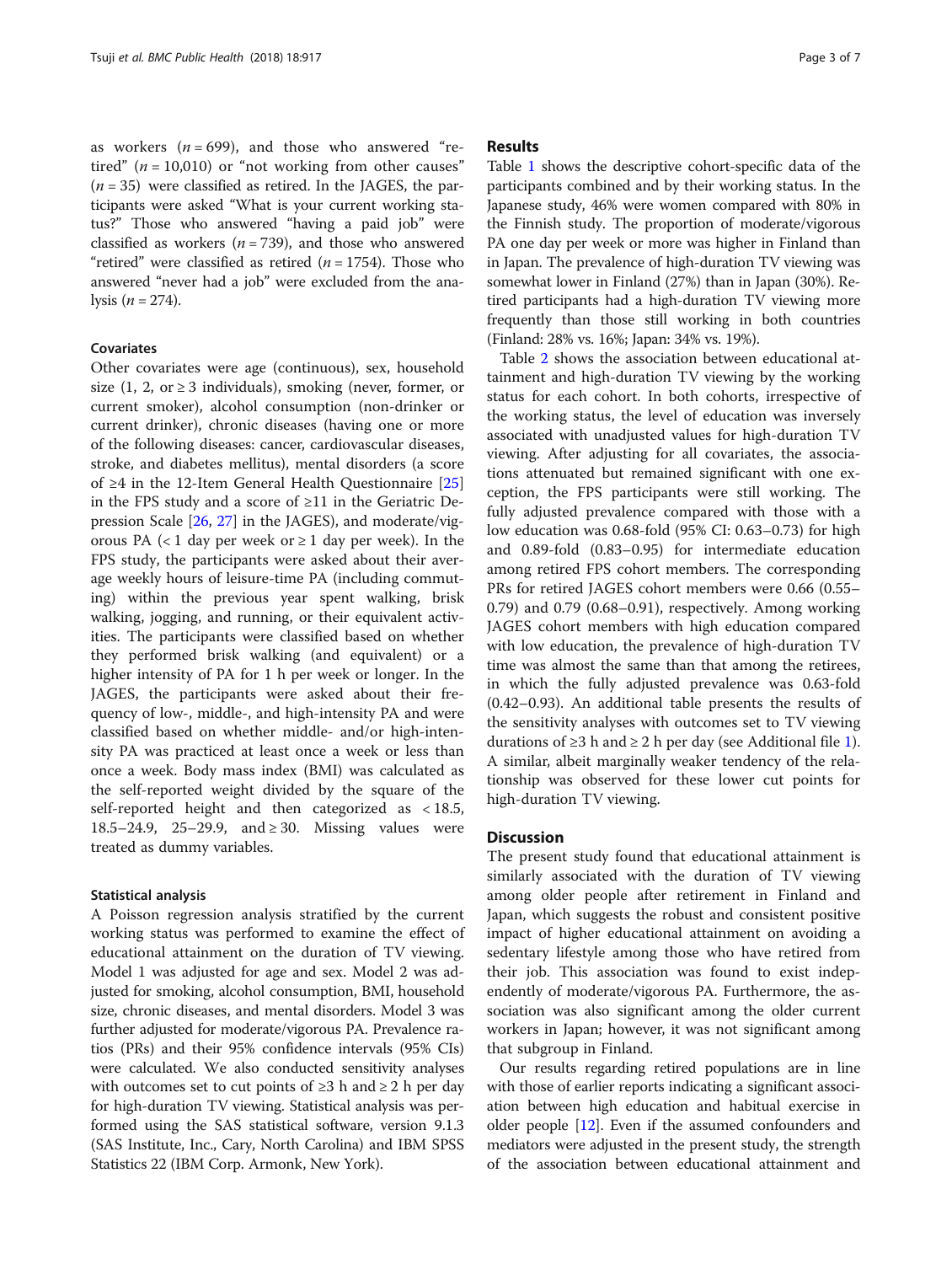as workers ($n = 699$), and those who answered "retired" ($n = 10{,}010$) or "not working from other causes" ($n = 35$) were classified as retired. In the JAGES, the participants were asked "What is your current working status?" Those who answered "having a paid job" were classified as workers ($n = 739$), and those who answered "retired" were classified as retired ($n = 1754$). Those who answered "never had a job" were excluded from the analysis ($n = 274$).

### Covariates

Other covariates were age (continuous), sex, household size (1, 2, or ≥ 3 individuals), smoking (never, former, or current smoker), alcohol consumption (non-drinker or current drinker), chronic diseases (having one or more of the following diseases: cancer, cardiovascular diseases, stroke, and diabetes mellitus), mental disorders (a score of ≥4 in the 12-Item General Health Questionnaire [25] in the FPS study and a score of ≥11 in the Geriatric Depression Scale [26, 27] in the JAGES), and moderate/vigorous PA (< 1 day per week or ≥ 1 day per week). In the FPS study, the participants were asked about their average weekly hours of leisure-time PA (including commuting) within the previous year spent walking, brisk walking, jogging, and running, or their equivalent activities. The participants were classified based on whether they performed brisk walking (and equivalent) or a higher intensity of PA for 1 h per week or longer. In the JAGES, the participants were asked about their frequency of low-, middle-, and high-intensity PA and were classified based on whether middle- and/or high-intensity PA was practiced at least once a week or less than once a week. Body mass index (BMI) was calculated as the self-reported weight divided by the square of the self-reported height and then categorized as < 18.5, 18.5–24.9, 25–29.9, and ≥ 30. Missing values were treated as dummy variables.

### Statistical analysis

A Poisson regression analysis stratified by the current working status was performed to examine the effect of educational attainment on the duration of TV viewing. Model 1 was adjusted for age and sex. Model 2 was adjusted for smoking, alcohol consumption, BMI, household size, chronic diseases, and mental disorders. Model 3 was further adjusted for moderate/vigorous PA. Prevalence ratios (PRs) and their 95% confidence intervals (95% CIs) were calculated. We also conducted sensitivity analyses with outcomes set to cut points of ≥3 h and ≥ 2 h per day for high-duration TV viewing. Statistical analysis was performed using the SAS statistical software, version 9.1.3 (SAS Institute, Inc., Cary, North Carolina) and IBM SPSS Statistics 22 (IBM Corp. Armonk, New York).

## Results

Table 1 shows the descriptive cohort-specific data of the participants combined and by their working status. In the Japanese study, 46% were women compared with 80% in the Finnish study. The proportion of moderate/vigorous PA one day per week or more was higher in Finland than in Japan. The prevalence of high-duration TV viewing was somewhat lower in Finland (27%) than in Japan (30%). Retired participants had a high-duration TV viewing more frequently than those still working in both countries (Finland: 28% vs. 16%; Japan: 34% vs. 19%).

Table 2 shows the association between educational attainment and high-duration TV viewing by the working status for each cohort. In both cohorts, irrespective of the working status, the level of education was inversely associated with unadjusted values for high-duration TV viewing. After adjusting for all covariates, the associations attenuated but remained significant with one exception, the FPS participants were still working. The fully adjusted prevalence compared with those with a low education was 0.68-fold (95% CI: 0.63–0.73) for high and 0.89-fold (0.83–0.95) for intermediate education among retired FPS cohort members. The corresponding PRs for retired JAGES cohort members were 0.66 (0.55–0.79) and 0.79 (0.68–0.91), respectively. Among working JAGES cohort members with high education compared with low education, the prevalence of high-duration TV time was almost the same than that among the retirees, in which the fully adjusted prevalence was 0.63-fold (0.42–0.93). An additional table presents the results of the sensitivity analyses with outcomes set to TV viewing durations of ≥3 h and ≥ 2 h per day (see Additional file 1). A similar, albeit marginally weaker tendency of the relationship was observed for these lower cut points for high-duration TV viewing.

## Discussion

The present study found that educational attainment is similarly associated with the duration of TV viewing among older people after retirement in Finland and Japan, which suggests the robust and consistent positive impact of higher educational attainment on avoiding a sedentary lifestyle among those who have retired from their job. This association was found to exist independently of moderate/vigorous PA. Furthermore, the association was also significant among the older current workers in Japan; however, it was not significant among that subgroup in Finland.

Our results regarding retired populations are in line with those of earlier reports indicating a significant association between high education and habitual exercise in older people [12]. Even if the assumed confounders and mediators were adjusted in the present study, the strength of the association between educational attainment and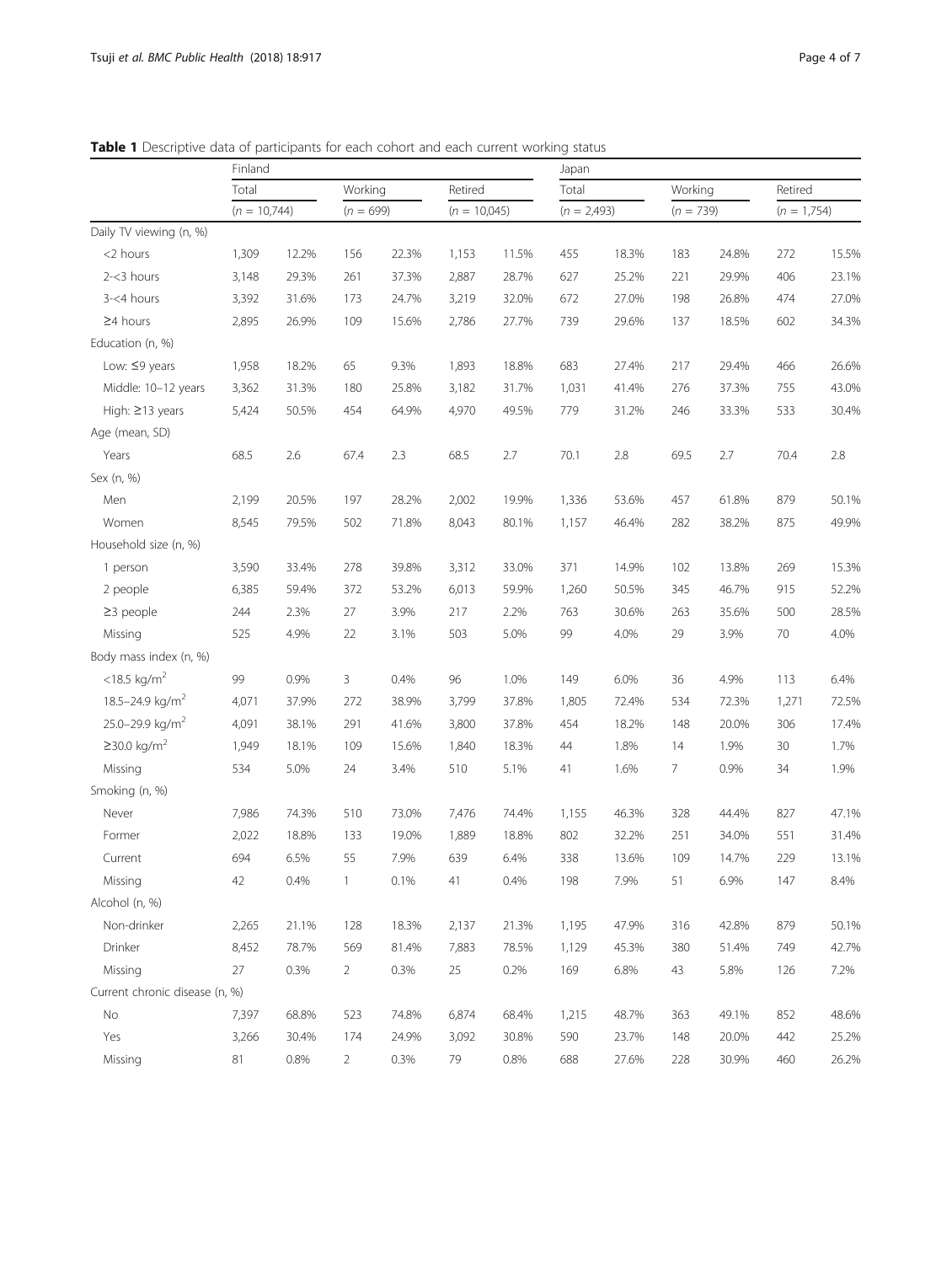**Table 1** Descriptive data of participants for each cohort and each current working status

| | Finland | | | | | | Japan | | | | | |
|---|---|---|---|---|---|---|---|---|---|---|---|---|
| | Total | | Working | | Retired | | Total | | Working | | Retired | |
| | (n = 10,744) | | (n = 699) | | (n = 10,045) | | (n = 2,493) | | (n = 739) | | (n = 1,754) | |
| Daily TV viewing (n, %) | | | | | | | | | | | | |
| <2 hours | 1,309 | 12.2% | 156 | 22.3% | 1,153 | 11.5% | 455 | 18.3% | 183 | 24.8% | 272 | 15.5% |
| 2-<3 hours | 3,148 | 29.3% | 261 | 37.3% | 2,887 | 28.7% | 627 | 25.2% | 221 | 29.9% | 406 | 23.1% |
| 3-<4 hours | 3,392 | 31.6% | 173 | 24.7% | 3,219 | 32.0% | 672 | 27.0% | 198 | 26.8% | 474 | 27.0% |
| ≥4 hours | 2,895 | 26.9% | 109 | 15.6% | 2,786 | 27.7% | 739 | 29.6% | 137 | 18.5% | 602 | 34.3% |
| Education (n, %) | | | | | | | | | | | | |
| Low: ≤9 years | 1,958 | 18.2% | 65 | 9.3% | 1,893 | 18.8% | 683 | 27.4% | 217 | 29.4% | 466 | 26.6% |
| Middle: 10–12 years | 3,362 | 31.3% | 180 | 25.8% | 3,182 | 31.7% | 1,031 | 41.4% | 276 | 37.3% | 755 | 43.0% |
| High: ≥13 years | 5,424 | 50.5% | 454 | 64.9% | 4,970 | 49.5% | 779 | 31.2% | 246 | 33.3% | 533 | 30.4% |
| Age (mean, SD) | | | | | | | | | | | | |
| Years | 68.5 | 2.6 | 67.4 | 2.3 | 68.5 | 2.7 | 70.1 | 2.8 | 69.5 | 2.7 | 70.4 | 2.8 |
| Sex (n, %) | | | | | | | | | | | | |
| Men | 2,199 | 20.5% | 197 | 28.2% | 2,002 | 19.9% | 1,336 | 53.6% | 457 | 61.8% | 879 | 50.1% |
| Women | 8,545 | 79.5% | 502 | 71.8% | 8,043 | 80.1% | 1,157 | 46.4% | 282 | 38.2% | 875 | 49.9% |
| Household size (n, %) | | | | | | | | | | | | |
| 1 person | 3,590 | 33.4% | 278 | 39.8% | 3,312 | 33.0% | 371 | 14.9% | 102 | 13.8% | 269 | 15.3% |
| 2 people | 6,385 | 59.4% | 372 | 53.2% | 6,013 | 59.9% | 1,260 | 50.5% | 345 | 46.7% | 915 | 52.2% |
| ≥3 people | 244 | 2.3% | 27 | 3.9% | 217 | 2.2% | 763 | 30.6% | 263 | 35.6% | 500 | 28.5% |
| Missing | 525 | 4.9% | 22 | 3.1% | 503 | 5.0% | 99 | 4.0% | 29 | 3.9% | 70 | 4.0% |
| Body mass index (n, %) | | | | | | | | | | | | |
| <18.5 kg/m$^2$ | 99 | 0.9% | 3 | 0.4% | 96 | 1.0% | 149 | 6.0% | 36 | 4.9% | 113 | 6.4% |
| 18.5–24.9 kg/m$^2$ | 4,071 | 37.9% | 272 | 38.9% | 3,799 | 37.8% | 1,805 | 72.4% | 534 | 72.3% | 1,271 | 72.5% |
| 25.0–29.9 kg/m$^2$ | 4,091 | 38.1% | 291 | 41.6% | 3,800 | 37.8% | 454 | 18.2% | 148 | 20.0% | 306 | 17.4% |
| ≥30.0 kg/m$^2$ | 1,949 | 18.1% | 109 | 15.6% | 1,840 | 18.3% | 44 | 1.8% | 14 | 1.9% | 30 | 1.7% |
| Missing | 534 | 5.0% | 24 | 3.4% | 510 | 5.1% | 41 | 1.6% | 7 | 0.9% | 34 | 1.9% |
| Smoking (n, %) | | | | | | | | | | | | |
| Never | 7,986 | 74.3% | 510 | 73.0% | 7,476 | 74.4% | 1,155 | 46.3% | 328 | 44.4% | 827 | 47.1% |
| Former | 2,022 | 18.8% | 133 | 19.0% | 1,889 | 18.8% | 802 | 32.2% | 251 | 34.0% | 551 | 31.4% |
| Current | 694 | 6.5% | 55 | 7.9% | 639 | 6.4% | 338 | 13.6% | 109 | 14.7% | 229 | 13.1% |
| Missing | 42 | 0.4% | 1 | 0.1% | 41 | 0.4% | 198 | 7.9% | 51 | 6.9% | 147 | 8.4% |
| Alcohol (n, %) | | | | | | | | | | | | |
| Non-drinker | 2,265 | 21.1% | 128 | 18.3% | 2,137 | 21.3% | 1,195 | 47.9% | 316 | 42.8% | 879 | 50.1% |
| Drinker | 8,452 | 78.7% | 569 | 81.4% | 7,883 | 78.5% | 1,129 | 45.3% | 380 | 51.4% | 749 | 42.7% |
| Missing | 27 | 0.3% | 2 | 0.3% | 25 | 0.2% | 169 | 6.8% | 43 | 5.8% | 126 | 7.2% |
| Current chronic disease (n, %) | | | | | | | | | | | | |
| No | 7,397 | 68.8% | 523 | 74.8% | 6,874 | 68.4% | 1,215 | 48.7% | 363 | 49.1% | 852 | 48.6% |
| Yes | 3,266 | 30.4% | 174 | 24.9% | 3,092 | 30.8% | 590 | 23.7% | 148 | 20.0% | 442 | 25.2% |
| Missing | 81 | 0.8% | 2 | 0.3% | 79 | 0.8% | 688 | 27.6% | 228 | 30.9% | 460 | 26.2% |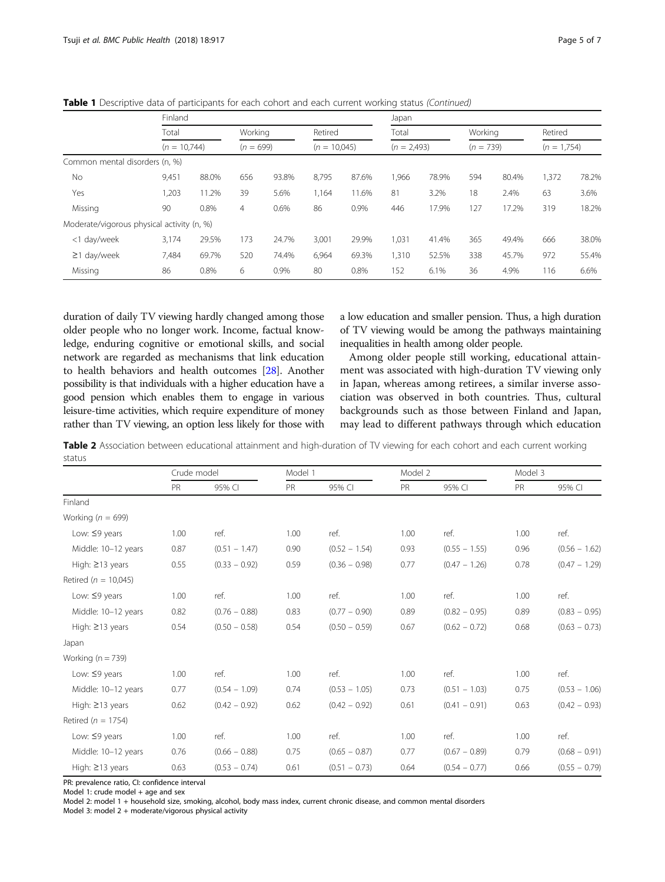**Table 1** Descriptive data of participants for each cohort and each current working status *(Continued)*

| | Finland | | | | | | Japan | | | | | |
|---|---|---|---|---|---|---|---|---|---|---|---|---|
| | Total | | Working | | Retired | | Total | | Working | | Retired | |
| | (*n* = 10,744) | | (*n* = 699) | | (*n* = 10,045) | | (*n* = 2,493) | | (*n* = 739) | | (*n* = 1,754) | |
| Common mental disorders (n, %) | | | | | | | | | | | | |
| No | 9,451 | 88.0% | 656 | 93.8% | 8,795 | 87.6% | 1,966 | 78.9% | 594 | 80.4% | 1,372 | 78.2% |
| Yes | 1,203 | 11.2% | 39 | 5.6% | 1,164 | 11.6% | 81 | 3.2% | 18 | 2.4% | 63 | 3.6% |
| Missing | 90 | 0.8% | 4 | 0.6% | 86 | 0.9% | 446 | 17.9% | 127 | 17.2% | 319 | 18.2% |
| Moderate/vigorous physical activity (n, %) | | | | | | | | | | | | |
| <1 day/week | 3,174 | 29.5% | 173 | 24.7% | 3,001 | 29.9% | 1,031 | 41.4% | 365 | 49.4% | 666 | 38.0% |
| ≥1 day/week | 7,484 | 69.7% | 520 | 74.4% | 6,964 | 69.3% | 1,310 | 52.5% | 338 | 45.7% | 972 | 55.4% |
| Missing | 86 | 0.8% | 6 | 0.9% | 80 | 0.8% | 152 | 6.1% | 36 | 4.9% | 116 | 6.6% |

duration of daily TV viewing hardly changed among those older people who no longer work. Income, factual knowledge, enduring cognitive or emotional skills, and social network are regarded as mechanisms that link education to health behaviors and health outcomes [28]. Another possibility is that individuals with a higher education have a good pension which enables them to engage in various leisure-time activities, which require expenditure of money rather than TV viewing, an option less likely for those with a low education and smaller pension. Thus, a high duration of TV viewing would be among the pathways maintaining inequalities in health among older people.

Among older people still working, educational attainment was associated with high-duration TV viewing only in Japan, whereas among retirees, a similar inverse association was observed in both countries. Thus, cultural backgrounds such as those between Finland and Japan, may lead to different pathways through which education

**Table 2** Association between educational attainment and high-duration of TV viewing for each cohort and each current working status

| | Crude model | | Model 1 | | Model 2 | | Model 3 | |
|---|---|---|---|---|---|---|---|---|
| | PR | 95% CI | PR | 95% CI | PR | 95% CI | PR | 95% CI |
| Finland | | | | | | | | |
| Working (*n* = 699) | | | | | | | | |
| Low: ≤9 years | 1.00 | ref. | 1.00 | ref. | 1.00 | ref. | 1.00 | ref. |
| Middle: 10–12 years | 0.87 | (0.51 – 1.47) | 0.90 | (0.52 – 1.54) | 0.93 | (0.55 – 1.55) | 0.96 | (0.56 – 1.62) |
| High: ≥13 years | 0.55 | (0.33 – 0.92) | 0.59 | (0.36 – 0.98) | 0.77 | (0.47 – 1.26) | 0.78 | (0.47 – 1.29) |
| Retired (*n* = 10,045) | | | | | | | | |
| Low: ≤9 years | 1.00 | ref. | 1.00 | ref. | 1.00 | ref. | 1.00 | ref. |
| Middle: 10–12 years | 0.82 | (0.76 – 0.88) | 0.83 | (0.77 – 0.90) | 0.89 | (0.82 – 0.95) | 0.89 | (0.83 – 0.95) |
| High: ≥13 years | 0.54 | (0.50 – 0.58) | 0.54 | (0.50 – 0.59) | 0.67 | (0.62 – 0.72) | 0.68 | (0.63 – 0.73) |
| Japan | | | | | | | | |
| Working (n = 739) | | | | | | | | |
| Low: ≤9 years | 1.00 | ref. | 1.00 | ref. | 1.00 | ref. | 1.00 | ref. |
| Middle: 10–12 years | 0.77 | (0.54 – 1.09) | 0.74 | (0.53 – 1.05) | 0.73 | (0.51 – 1.03) | 0.75 | (0.53 – 1.06) |
| High: ≥13 years | 0.62 | (0.42 – 0.92) | 0.62 | (0.42 – 0.92) | 0.61 | (0.41 – 0.91) | 0.63 | (0.42 – 0.93) |
| Retired (*n* = 1754) | | | | | | | | |
| Low: ≤9 years | 1.00 | ref. | 1.00 | ref. | 1.00 | ref. | 1.00 | ref. |
| Middle: 10–12 years | 0.76 | (0.66 – 0.88) | 0.75 | (0.65 – 0.87) | 0.77 | (0.67 – 0.89) | 0.79 | (0.68 – 0.91) |
| High: ≥13 years | 0.63 | (0.53 – 0.74) | 0.61 | (0.51 – 0.73) | 0.64 | (0.54 – 0.77) | 0.66 | (0.55 – 0.79) |

PR: prevalence ratio, CI: confidence interval
Model 1: crude model + age and sex
Model 2: model 1 + household size, smoking, alcohol, body mass index, current chronic disease, and common mental disorders
Model 3: model 2 + moderate/vigorous physical activity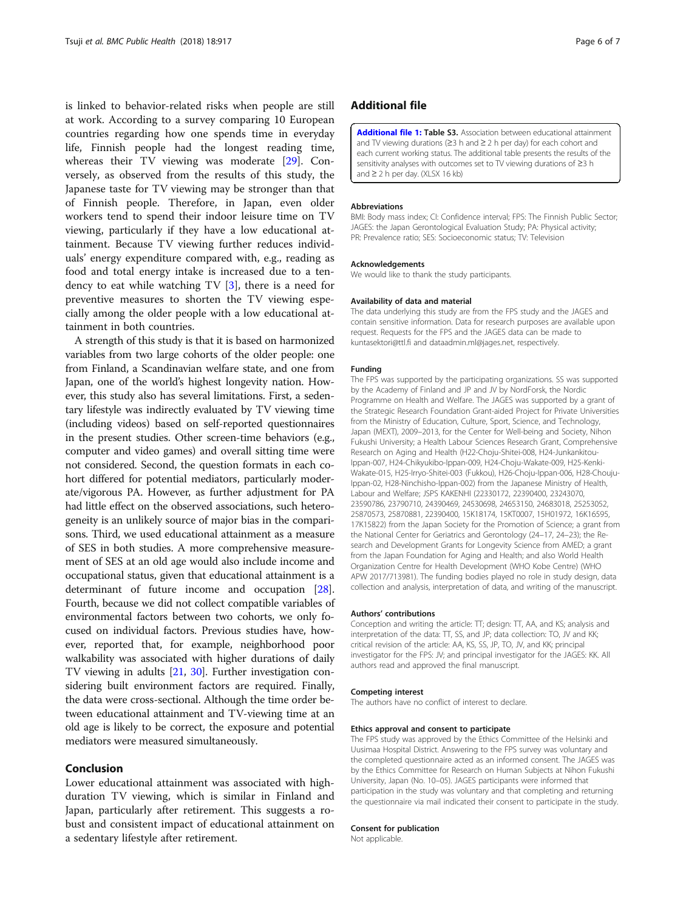is linked to behavior-related risks when people are still at work. According to a survey comparing 10 European countries regarding how one spends time in everyday life, Finnish people had the longest reading time, whereas their TV viewing was moderate [29]. Conversely, as observed from the results of this study, the Japanese taste for TV viewing may be stronger than that of Finnish people. Therefore, in Japan, even older workers tend to spend their indoor leisure time on TV viewing, particularly if they have a low educational attainment. Because TV viewing further reduces individuals' energy expenditure compared with, e.g., reading as food and total energy intake is increased due to a tendency to eat while watching TV [3], there is a need for preventive measures to shorten the TV viewing especially among the older people with a low educational attainment in both countries.

A strength of this study is that it is based on harmonized variables from two large cohorts of the older people: one from Finland, a Scandinavian welfare state, and one from Japan, one of the world's highest longevity nation. However, this study also has several limitations. First, a sedentary lifestyle was indirectly evaluated by TV viewing time (including videos) based on self-reported questionnaires in the present studies. Other screen-time behaviors (e.g., computer and video games) and overall sitting time were not considered. Second, the question formats in each cohort differed for potential mediators, particularly moderate/vigorous PA. However, as further adjustment for PA had little effect on the observed associations, such heterogeneity is an unlikely source of major bias in the comparisons. Third, we used educational attainment as a measure of SES in both studies. A more comprehensive measurement of SES at an old age would also include income and occupational status, given that educational attainment is a determinant of future income and occupation [28]. Fourth, because we did not collect compatible variables of environmental factors between two cohorts, we only focused on individual factors. Previous studies have, however, reported that, for example, neighborhood poor walkability was associated with higher durations of daily TV viewing in adults [21, 30]. Further investigation considering built environment factors are required. Finally, the data were cross-sectional. Although the time order between educational attainment and TV-viewing time at an old age is likely to be correct, the exposure and potential mediators were measured simultaneously.

## Conclusion

Lower educational attainment was associated with high-duration TV viewing, which is similar in Finland and Japan, particularly after retirement. This suggests a robust and consistent impact of educational attainment on a sedentary lifestyle after retirement.

## Additional file

**Additional file 1: Table S3.** Association between educational attainment and TV viewing durations (≥3 h and ≥ 2 h per day) for each cohort and each current working status. The additional table presents the results of the sensitivity analyses with outcomes set to TV viewing durations of ≥3 h and ≥ 2 h per day. (XLSX 16 kb)

#### Abbreviations

BMI: Body mass index; CI: Confidence interval; FPS: The Finnish Public Sector; JAGES: the Japan Gerontological Evaluation Study; PA: Physical activity; PR: Prevalence ratio; SES: Socioeconomic status; TV: Television

#### Acknowledgements

We would like to thank the study participants.

#### Availability of data and material

The data underlying this study are from the FPS study and the JAGES and contain sensitive information. Data for research purposes are available upon request. Requests for the FPS and the JAGES data can be made to kuntasektori@ttl.fi and dataadmin.ml@jages.net, respectively.

#### Funding

The FPS was supported by the participating organizations. SS was supported by the Academy of Finland and JP and JV by NordForsk, the Nordic Programme on Health and Welfare. The JAGES was supported by a grant of the Strategic Research Foundation Grant-aided Project for Private Universities from the Ministry of Education, Culture, Sport, Science, and Technology, Japan (MEXT), 2009–2013, for the Center for Well-being and Society, Nihon Fukushi University; a Health Labour Sciences Research Grant, Comprehensive Research on Aging and Health (H22-Choju-Shitei-008, H24-Junkankitou-Ippan-007, H24-Chikyukibo-Ippan-009, H24-Choju-Wakate-009, H25-Kenki-Wakate-015, H25-Irryo-Shitei-003 (Fukkou), H26-Choju-Ippan-006, H28-Chouju-Ippan-02, H28-Ninchisho-Ippan-002) from the Japanese Ministry of Health, Labour and Welfare; JSPS KAKENHI (22330172, 22390400, 23243070, 23590786, 23790710, 24390469, 24530698, 24653150, 24683018, 25253052, 25870573, 25870881, 22390400, 15K18174, 15KT0007, 15H01972, 16K16595, 17K15822) from the Japan Society for the Promotion of Science; a grant from the National Center for Geriatrics and Gerontology (24–17, 24–23); the Research and Development Grants for Longevity Science from AMED; a grant from the Japan Foundation for Aging and Health; and also World Health Organization Centre for Health Development (WHO Kobe Centre) (WHO APW 2017/713981). The funding bodies played no role in study design, data collection and analysis, interpretation of data, and writing of the manuscript.

#### Authors' contributions

Conception and writing the article: TT; design: TT, AA, and KS; analysis and interpretation of the data: TT, SS, and JP; data collection: TO, JV and KK; critical revision of the article: AA, KS, SS, JP, TO, JV, and KK; principal investigator for the FPS: JV; and principal investigator for the JAGES: KK. All authors read and approved the final manuscript.

#### Competing interest

The authors have no conflict of interest to declare.

#### Ethics approval and consent to participate

The FPS study was approved by the Ethics Committee of the Helsinki and Uusimaa Hospital District. Answering to the FPS survey was voluntary and the completed questionnaire acted as an informed consent. The JAGES was by the Ethics Committee for Research on Human Subjects at Nihon Fukushi University, Japan (No. 10–05). JAGES participants were informed that participation in the study was voluntary and that completing and returning the questionnaire via mail indicated their consent to participate in the study.

#### Consent for publication

Not applicable.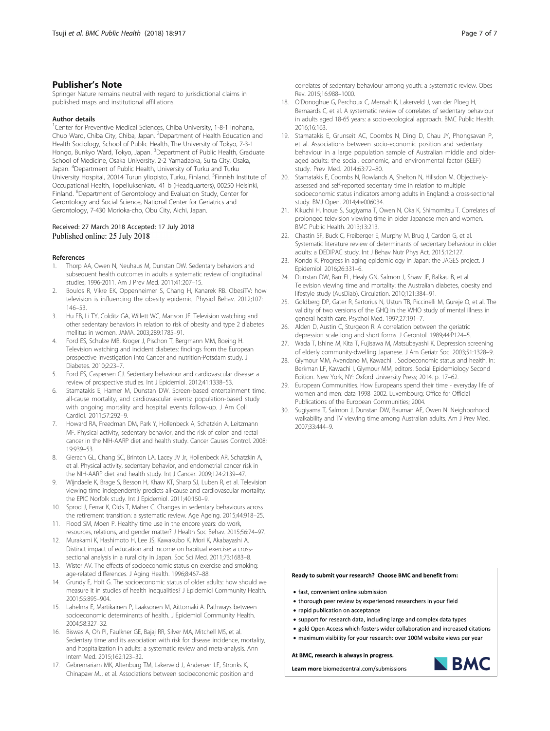## Publisher's Note

Springer Nature remains neutral with regard to jurisdictional claims in published maps and institutional affiliations.

### Author details

[1]Center for Preventive Medical Sciences, Chiba University, 1-8-1 Inohana, Chuo Ward, Chiba City, Chiba, Japan. [2]Department of Health Education and Health Sociology, School of Public Health, The University of Tokyo, 7-3-1 Hongo, Bunkyo Ward, Tokyo, Japan. [3]Department of Public Health, Graduate School of Medicine, Osaka University, 2-2 Yamadaoka, Suita City, Osaka, Japan. [4]Department of Public Health, University of Turku and Turku University Hospital, 20014 Turun yliopisto, Turku, Finland. [5]Finnish Institute of Occupational Health, Topeliuksenkatu 41 b (Headquarters), 00250 Helsinki, Finland. [6]Department of Gerontology and Evaluation Study, Center for Gerontology and Social Science, National Center for Geriatrics and Gerontology, 7-430 Morioka-cho, Obu City, Aichi, Japan.

Received: 27 March 2018 Accepted: 17 July 2018
Published online: 25 July 2018

## References

1. Thorp AA, Owen N, Neuhaus M, Dunstan DW. Sedentary behaviors and subsequent health outcomes in adults a systematic review of longitudinal studies, 1996-2011. Am J Prev Med. 2011;41:207–15.
2. Boulos R, Vikre EK, Oppenheimer S, Chang H, Kanarek RB. ObesiTV: how television is influencing the obesity epidemic. Physiol Behav. 2012;107:146–53.
3. Hu FB, Li TY, Colditz GA, Willett WC, Manson JE. Television watching and other sedentary behaviors in relation to risk of obesity and type 2 diabetes mellitus in women. JAMA. 2003;289:1785–91.
4. Ford ES, Schulze MB, Kroger J, Pischon T, Bergmann MM, Boeing H. Television watching and incident diabetes: findings from the European prospective investigation into Cancer and nutrition-Potsdam study. J Diabetes. 2010;2:23–7.
5. Ford ES, Caspersen CJ. Sedentary behaviour and cardiovascular disease: a review of prospective studies. Int J Epidemiol. 2012;41:1338–53.
6. Stamatakis E, Hamer M, Dunstan DW. Screen-based entertainment time, all-cause mortality, and cardiovascular events: population-based study with ongoing mortality and hospital events follow-up. J Am Coll Cardiol. 2011;57:292–9.
7. Howard RA, Freedman DM, Park Y, Hollenbeck A, Schatzkin A, Leitzmann MF. Physical activity, sedentary behavior, and the risk of colon and rectal cancer in the NIH-AARP diet and health study. Cancer Causes Control. 2008;19:939–53.
8. Gierach GL, Chang SC, Brinton LA, Lacey JV Jr, Hollenbeck AR, Schatzkin A, et al. Physical activity, sedentary behavior, and endometrial cancer risk in the NIH-AARP diet and health study. Int J Cancer. 2009;124:2139–47.
9. Wijndaele K, Brage S, Besson H, Khaw KT, Sharp SJ, Luben R, et al. Television viewing time independently predicts all-cause and cardiovascular mortality: the EPIC Norfolk study. Int J Epidemiol. 2011;40:150–9.
10. Sprod J, Ferrar K, Olds T, Maher C. Changes in sedentary behaviours across the retirement transition: a systematic review. Age Ageing. 2015;44:918–25.
11. Flood SM, Moen P. Healthy time use in the encore years: do work, resources, relations, and gender matter? J Health Soc Behav. 2015;56:74–97.
12. Murakami K, Hashimoto H, Lee JS, Kawakubo K, Mori K, Akabayashi A. Distinct impact of education and income on habitual exercise: a cross-sectional analysis in a rural city in Japan. Soc Sci Med. 2011;73:1683–8.
13. Wister AV. The effects of socioeconomic status on exercise and smoking: age-related differences. J Aging Health. 1996;8:467–88.
14. Grundy E, Holt G. The socioeconomic status of older adults: how should we measure it in studies of health inequalities? J Epidemiol Community Health. 2001;55:895–904.
15. Lahelma E, Martikainen P, Laaksonen M, Aittomaki A. Pathways between socioeconomic determinants of health. J Epidemiol Community Health. 2004;58:327–32.
16. Biswas A, Oh PI, Faulkner GE, Bajaj RR, Silver MA, Mitchell MS, et al. Sedentary time and its association with risk for disease incidence, mortality, and hospitalization in adults: a systematic review and meta-analysis. Ann Intern Med. 2015;162:123–32.
17. Gebremariam MK, Altenburg TM, Lakerveld J, Andersen LF, Stronks K, Chinapaw MJ, et al. Associations between socioeconomic position and correlates of sedentary behaviour among youth: a systematic review. Obes Rev. 2015;16:988–1000.
18. O'Donoghue G, Perchoux C, Mensah K, Lakerveld J, van der Ploeg H, Bernaards C, et al. A systematic review of correlates of sedentary behaviour in adults aged 18-65 years: a socio-ecological approach. BMC Public Health. 2016;16:163.
19. Stamatakis E, Grunseit AC, Coombs N, Ding D, Chau JY, Phongsavan P, et al. Associations between socio-economic position and sedentary behaviour in a large population sample of Australian middle and older-aged adults: the social, economic, and environmental factor (SEEF) study. Prev Med. 2014;63:72–80.
20. Stamatakis E, Coombs N, Rowlands A, Shelton N, Hillsdon M. Objectively-assessed and self-reported sedentary time in relation to multiple socioeconomic status indicators among adults in England: a cross-sectional study. BMJ Open. 2014;4:e006034.
21. Kikuchi H, Inoue S, Sugiyama T, Owen N, Oka K, Shimomitsu T. Correlates of prolonged television viewing time in older Japanese men and women. BMC Public Health. 2013;13:213.
22. Chastin SF, Buck C, Freiberger E, Murphy M, Brug J, Cardon G, et al. Systematic literature review of determinants of sedentary behaviour in older adults: a DEDIPAC study. Int J Behav Nutr Phys Act. 2015;12:127.
23. Kondo K. Progress in aging epidemiology in Japan: the JAGES project. J Epidemiol. 2016;26:331–6.
24. Dunstan DW, Barr EL, Healy GN, Salmon J, Shaw JE, Balkau B, et al. Television viewing time and mortality: the Australian diabetes, obesity and lifestyle study (AusDiab). Circulation. 2010;121:384–91.
25. Goldberg DP, Gater R, Sartorius N, Ustun TB, Piccinelli M, Gureje O, et al. The validity of two versions of the GHQ in the WHO study of mental illness in general health care. Psychol Med. 1997;27:191–7.
26. Alden D, Austin C, Sturgeon R. A correlation between the geriatric depression scale long and short forms. J Gerontol. 1989;44:P124–5.
27. Wada T, Ishine M, Kita T, Fujisawa M, Matsubayashi K. Depression screening of elderly community-dwelling Japanese. J Am Geriatr Soc. 2003;51:1328–9.
28. Glymour MM, Avendano M, Kawachi I. Socioeconomic status and health. In: Berkman LF, Kawachi I, Glymour MM, editors. Social Epidemiology Second Edition. New York, NY: Oxford University Press; 2014. p. 17–62.
29. European Communities. How Europeans spend their time - everyday life of women and men: data 1998–2002. Luxembourg: Office for Official Publications of the European Communities; 2004.
30. Sugiyama T, Salmon J, Dunstan DW, Bauman AE, Owen N. Neighborhood walkability and TV viewing time among Australian adults. Am J Prev Med. 2007;33:444–9.

**Ready to submit your research? Choose BMC and benefit from:**

- fast, convenient online submission
- thorough peer review by experienced researchers in your field
- rapid publication on acceptance
- support for research data, including large and complex data types
- gold Open Access which fosters wider collaboration and increased citations
- maximum visibility for your research: over 100M website views per year

**At BMC, research is always in progress.**

**Learn more** biomedcentral.com/submissions

BMC